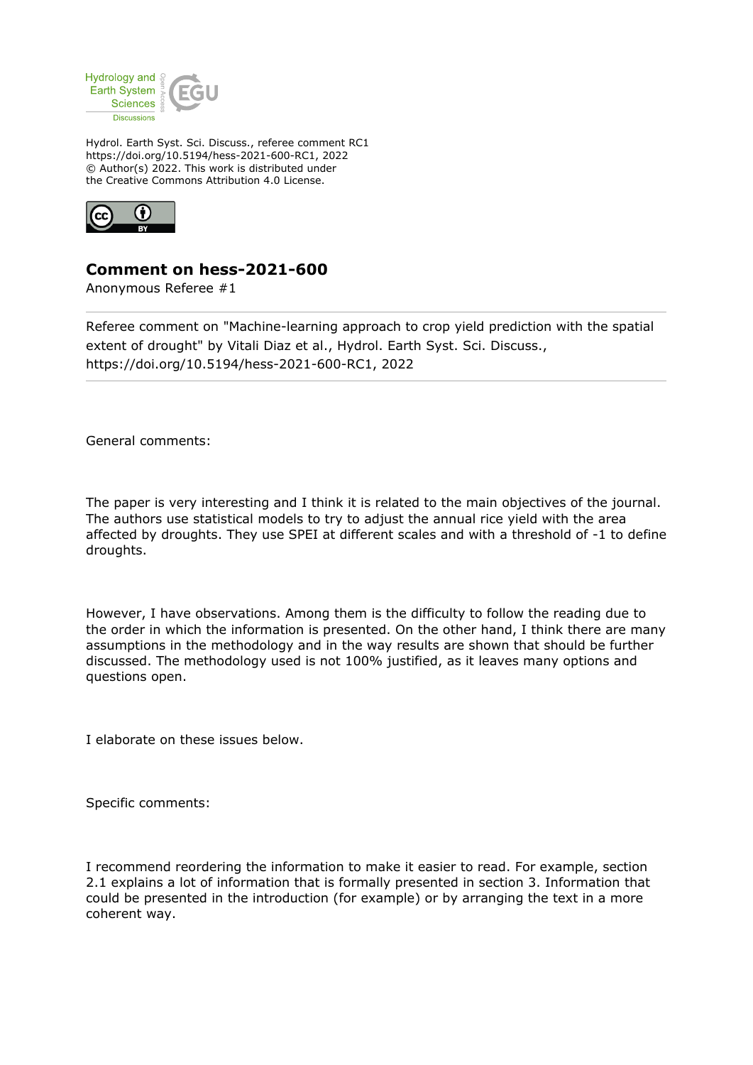Hydrol. Earth Syst. Sci. Discuss., referee comment RC1
https://doi.org/10.5194/hess-2021-600-RC1, 2022
© Author(s) 2022. This work is distributed under
the Creative Commons Attribution 4.0 License.

# Comment on hess-2021-600

Anonymous Referee #1

---

Referee comment on "Machine-learning approach to crop yield prediction with the spatial extent of drought" by Vitali Diaz et al., Hydrol. Earth Syst. Sci. Discuss., https://doi.org/10.5194/hess-2021-600-RC1, 2022

---

General comments:

The paper is very interesting and I think it is related to the main objectives of the journal. The authors use statistical models to try to adjust the annual rice yield with the area affected by droughts. They use SPEI at different scales and with a threshold of -1 to define droughts.

However, I have observations. Among them is the difficulty to follow the reading due to the order in which the information is presented. On the other hand, I think there are many assumptions in the methodology and in the way results are shown that should be further discussed. The methodology used is not 100% justified, as it leaves many options and questions open.

I elaborate on these issues below.

Specific comments:

I recommend reordering the information to make it easier to read. For example, section 2.1 explains a lot of information that is formally presented in section 3. Information that could be presented in the introduction (for example) or by arranging the text in a more coherent way.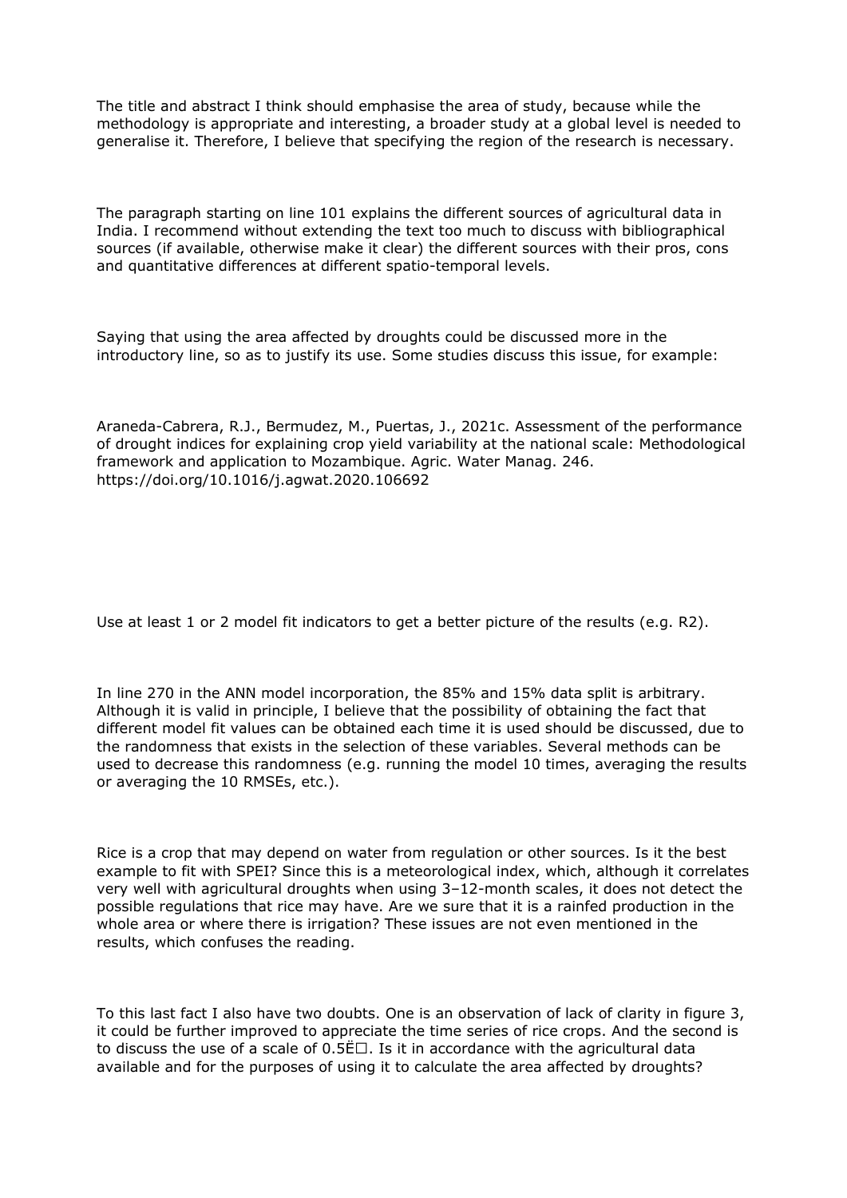The title and abstract I think should emphasise the area of study, because while the methodology is appropriate and interesting, a broader study at a global level is needed to generalise it. Therefore, I believe that specifying the region of the research is necessary.

The paragraph starting on line 101 explains the different sources of agricultural data in India. I recommend without extending the text too much to discuss with bibliographical sources (if available, otherwise make it clear) the different sources with their pros, cons and quantitative differences at different spatio-temporal levels.

Saying that using the area affected by droughts could be discussed more in the introductory line, so as to justify its use. Some studies discuss this issue, for example:

Araneda-Cabrera, R.J., Bermudez, M., Puertas, J., 2021c. Assessment of the performance of drought indices for explaining crop yield variability at the national scale: Methodological framework and application to Mozambique. Agric. Water Manag. 246. https://doi.org/10.1016/j.agwat.2020.106692

Use at least 1 or 2 model fit indicators to get a better picture of the results (e.g. R2).

In line 270 in the ANN model incorporation, the 85% and 15% data split is arbitrary. Although it is valid in principle, I believe that the possibility of obtaining the fact that different model fit values can be obtained each time it is used should be discussed, due to the randomness that exists in the selection of these variables. Several methods can be used to decrease this randomness (e.g. running the model 10 times, averaging the results or averaging the 10 RMSEs, etc.).

Rice is a crop that may depend on water from regulation or other sources. Is it the best example to fit with SPEI? Since this is a meteorological index, which, although it correlates very well with agricultural droughts when using 3–12-month scales, it does not detect the possible regulations that rice may have. Are we sure that it is a rainfed production in the whole area or where there is irrigation? These issues are not even mentioned in the results, which confuses the reading.

To this last fact I also have two doubts. One is an observation of lack of clarity in figure 3, it could be further improved to appreciate the time series of rice crops. And the second is to discuss the use of a scale of 0.5Ë□. Is it in accordance with the agricultural data available and for the purposes of using it to calculate the area affected by droughts?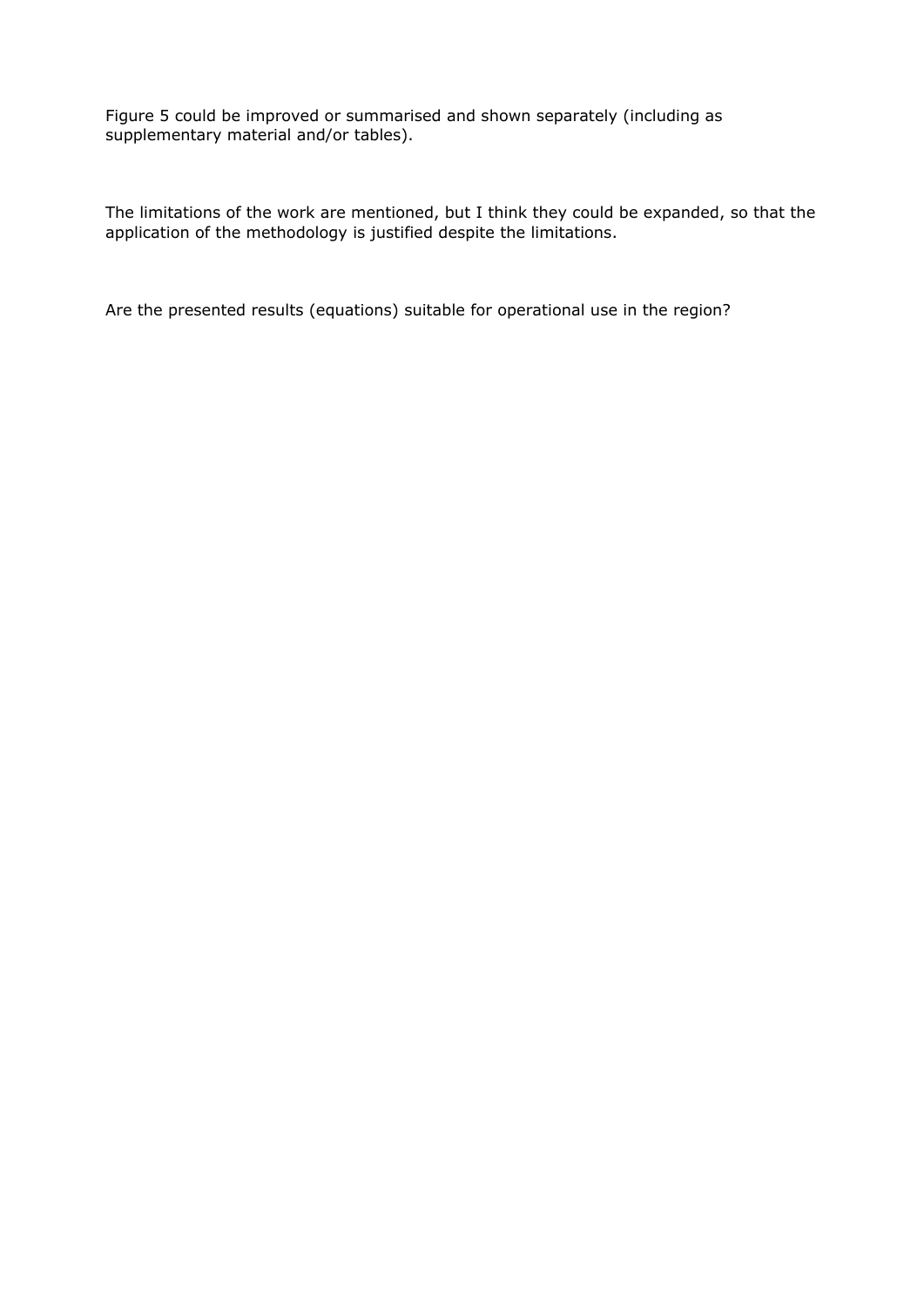Figure 5 could be improved or summarised and shown separately (including as supplementary material and/or tables).

The limitations of the work are mentioned, but I think they could be expanded, so that the application of the methodology is justified despite the limitations.

Are the presented results (equations) suitable for operational use in the region?